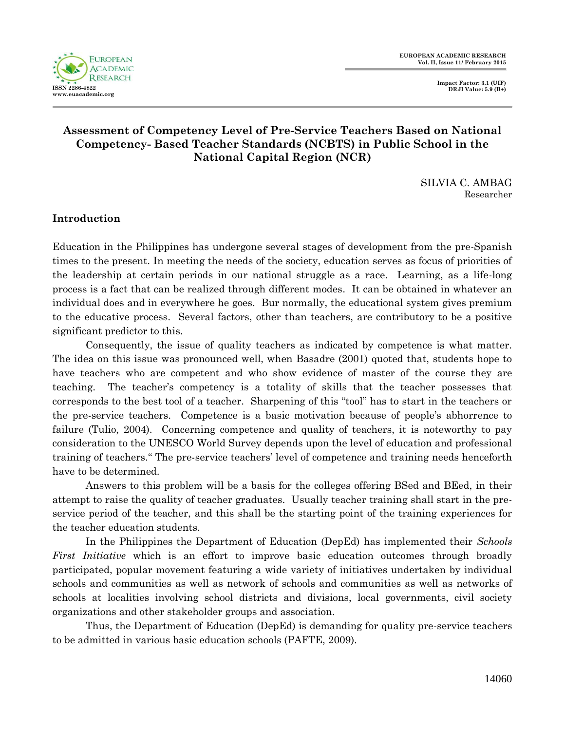# Assessment of Competency Level of Pre-Service Teachers Based on National Competency- Based Teacher Standards (NCBTS) in Public School in the National Capital Region (NCR)

SILVIA C. AMBAG
Researcher

## Introduction

Education in the Philippines has undergone several stages of development from the pre-Spanish times to the present. In meeting the needs of the society, education serves as focus of priorities of the leadership at certain periods in our national struggle as a race. Learning, as a life-long process is a fact that can be realized through different modes. It can be obtained in whatever an individual does and in everywhere he goes. Bur normally, the educational system gives premium to the educative process. Several factors, other than teachers, are contributory to be a positive significant predictor to this.

Consequently, the issue of quality teachers as indicated by competence is what matter. The idea on this issue was pronounced well, when Basadre (2001) quoted that, students hope to have teachers who are competent and who show evidence of master of the course they are teaching. The teacher's competency is a totality of skills that the teacher possesses that corresponds to the best tool of a teacher. Sharpening of this "tool" has to start in the teachers or the pre-service teachers. Competence is a basic motivation because of people's abhorrence to failure (Tulio, 2004). Concerning competence and quality of teachers, it is noteworthy to pay consideration to the UNESCO World Survey depends upon the level of education and professional training of teachers." The pre-service teachers' level of competence and training needs henceforth have to be determined.

Answers to this problem will be a basis for the colleges offering BSed and BEed, in their attempt to raise the quality of teacher graduates. Usually teacher training shall start in the pre-service period of the teacher, and this shall be the starting point of the training experiences for the teacher education students.

In the Philippines the Department of Education (DepEd) has implemented their *Schools First Initiative* which is an effort to improve basic education outcomes through broadly participated, popular movement featuring a wide variety of initiatives undertaken by individual schools and communities as well as network of schools and communities as well as networks of schools at localities involving school districts and divisions, local governments, civil society organizations and other stakeholder groups and association.

Thus, the Department of Education (DepEd) is demanding for quality pre-service teachers to be admitted in various basic education schools (PAFTE, 2009).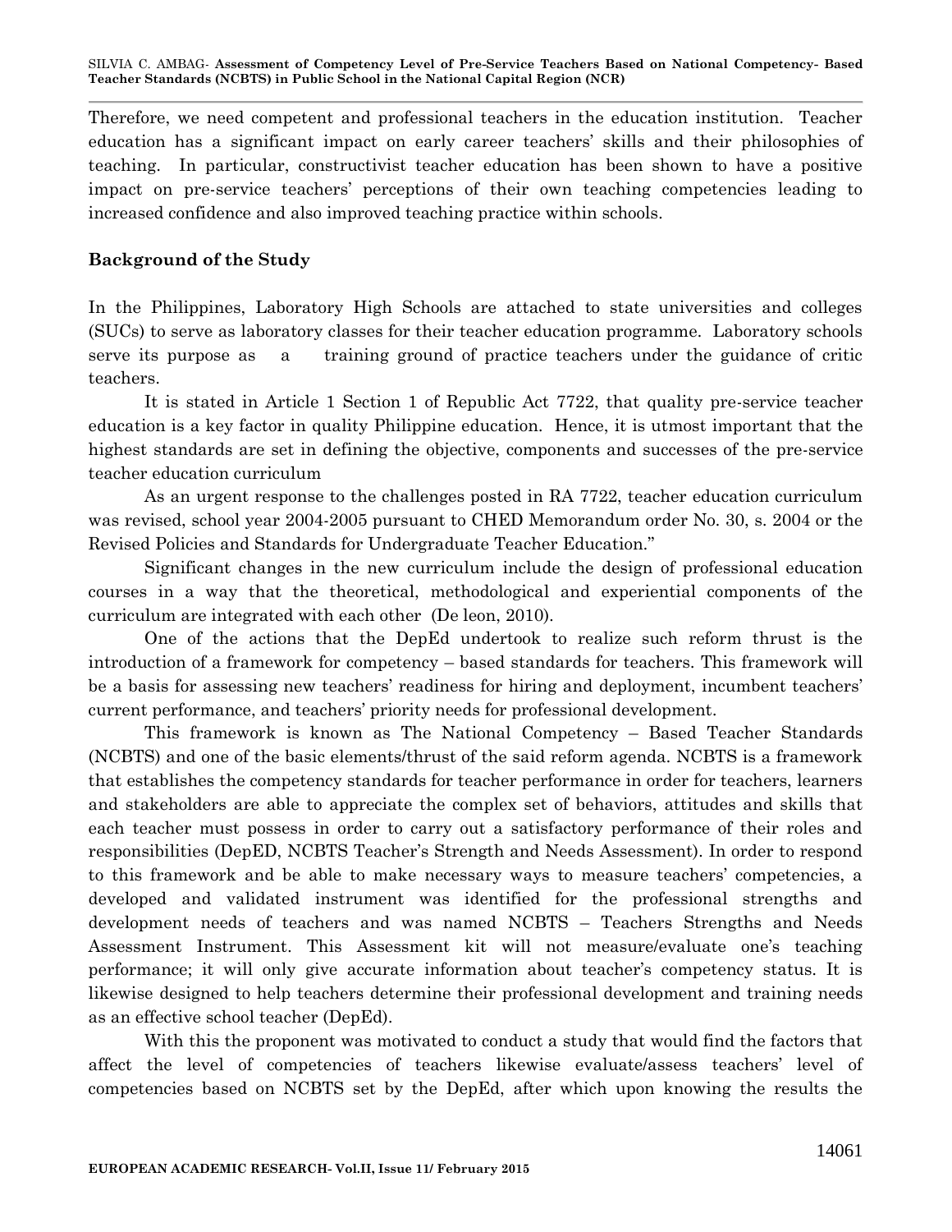Therefore, we need competent and professional teachers in the education institution. Teacher education has a significant impact on early career teachers' skills and their philosophies of teaching. In particular, constructivist teacher education has been shown to have a positive impact on pre-service teachers' perceptions of their own teaching competencies leading to increased confidence and also improved teaching practice within schools.

## Background of the Study

In the Philippines, Laboratory High Schools are attached to state universities and colleges (SUCs) to serve as laboratory classes for their teacher education programme. Laboratory schools serve its purpose as a training ground of practice teachers under the guidance of critic teachers.

It is stated in Article 1 Section 1 of Republic Act 7722, that quality pre-service teacher education is a key factor in quality Philippine education. Hence, it is utmost important that the highest standards are set in defining the objective, components and successes of the pre-service teacher education curriculum

As an urgent response to the challenges posted in RA 7722, teacher education curriculum was revised, school year 2004-2005 pursuant to CHED Memorandum order No. 30, s. 2004 or the Revised Policies and Standards for Undergraduate Teacher Education."

Significant changes in the new curriculum include the design of professional education courses in a way that the theoretical, methodological and experiential components of the curriculum are integrated with each other (De leon, 2010).

One of the actions that the DepEd undertook to realize such reform thrust is the introduction of a framework for competency – based standards for teachers. This framework will be a basis for assessing new teachers' readiness for hiring and deployment, incumbent teachers' current performance, and teachers' priority needs for professional development.

This framework is known as The National Competency – Based Teacher Standards (NCBTS) and one of the basic elements/thrust of the said reform agenda. NCBTS is a framework that establishes the competency standards for teacher performance in order for teachers, learners and stakeholders are able to appreciate the complex set of behaviors, attitudes and skills that each teacher must possess in order to carry out a satisfactory performance of their roles and responsibilities (DepED, NCBTS Teacher's Strength and Needs Assessment). In order to respond to this framework and be able to make necessary ways to measure teachers' competencies, a developed and validated instrument was identified for the professional strengths and development needs of teachers and was named NCBTS – Teachers Strengths and Needs Assessment Instrument. This Assessment kit will not measure/evaluate one's teaching performance; it will only give accurate information about teacher's competency status. It is likewise designed to help teachers determine their professional development and training needs as an effective school teacher (DepEd).

With this the proponent was motivated to conduct a study that would find the factors that affect the level of competencies of teachers likewise evaluate/assess teachers' level of competencies based on NCBTS set by the DepEd, after which upon knowing the results the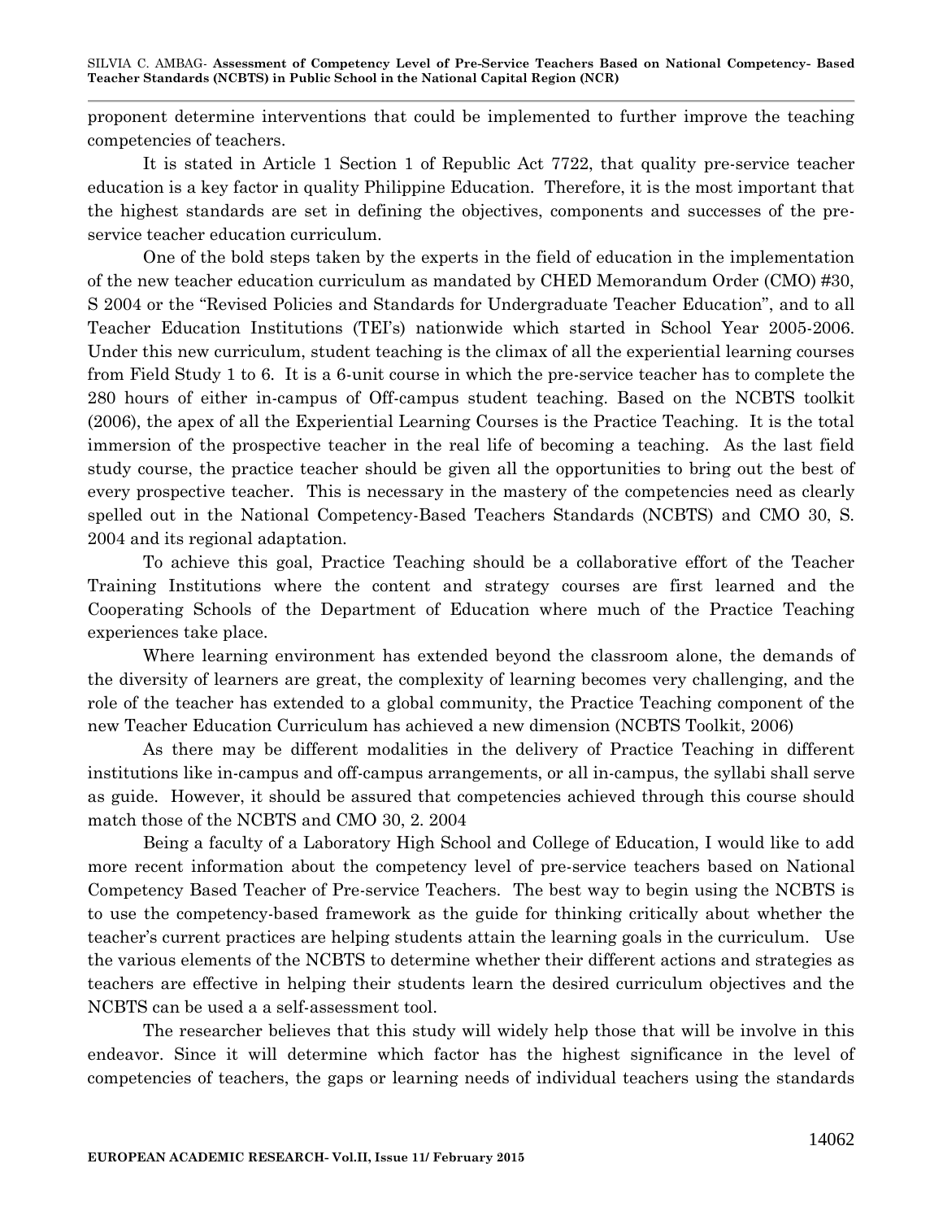proponent determine interventions that could be implemented to further improve the teaching competencies of teachers.

It is stated in Article 1 Section 1 of Republic Act 7722, that quality pre-service teacher education is a key factor in quality Philippine Education. Therefore, it is the most important that the highest standards are set in defining the objectives, components and successes of the pre-service teacher education curriculum.

One of the bold steps taken by the experts in the field of education in the implementation of the new teacher education curriculum as mandated by CHED Memorandum Order (CMO) #30, S 2004 or the "Revised Policies and Standards for Undergraduate Teacher Education", and to all Teacher Education Institutions (TEI's) nationwide which started in School Year 2005-2006. Under this new curriculum, student teaching is the climax of all the experiential learning courses from Field Study 1 to 6. It is a 6-unit course in which the pre-service teacher has to complete the 280 hours of either in-campus of Off-campus student teaching. Based on the NCBTS toolkit (2006), the apex of all the Experiential Learning Courses is the Practice Teaching. It is the total immersion of the prospective teacher in the real life of becoming a teaching. As the last field study course, the practice teacher should be given all the opportunities to bring out the best of every prospective teacher. This is necessary in the mastery of the competencies need as clearly spelled out in the National Competency-Based Teachers Standards (NCBTS) and CMO 30, S. 2004 and its regional adaptation.

To achieve this goal, Practice Teaching should be a collaborative effort of the Teacher Training Institutions where the content and strategy courses are first learned and the Cooperating Schools of the Department of Education where much of the Practice Teaching experiences take place.

Where learning environment has extended beyond the classroom alone, the demands of the diversity of learners are great, the complexity of learning becomes very challenging, and the role of the teacher has extended to a global community, the Practice Teaching component of the new Teacher Education Curriculum has achieved a new dimension (NCBTS Toolkit, 2006)

As there may be different modalities in the delivery of Practice Teaching in different institutions like in-campus and off-campus arrangements, or all in-campus, the syllabi shall serve as guide. However, it should be assured that competencies achieved through this course should match those of the NCBTS and CMO 30, 2. 2004

Being a faculty of a Laboratory High School and College of Education, I would like to add more recent information about the competency level of pre-service teachers based on National Competency Based Teacher of Pre-service Teachers. The best way to begin using the NCBTS is to use the competency-based framework as the guide for thinking critically about whether the teacher's current practices are helping students attain the learning goals in the curriculum. Use the various elements of the NCBTS to determine whether their different actions and strategies as teachers are effective in helping their students learn the desired curriculum objectives and the NCBTS can be used a a self-assessment tool.

The researcher believes that this study will widely help those that will be involve in this endeavor. Since it will determine which factor has the highest significance in the level of competencies of teachers, the gaps or learning needs of individual teachers using the standards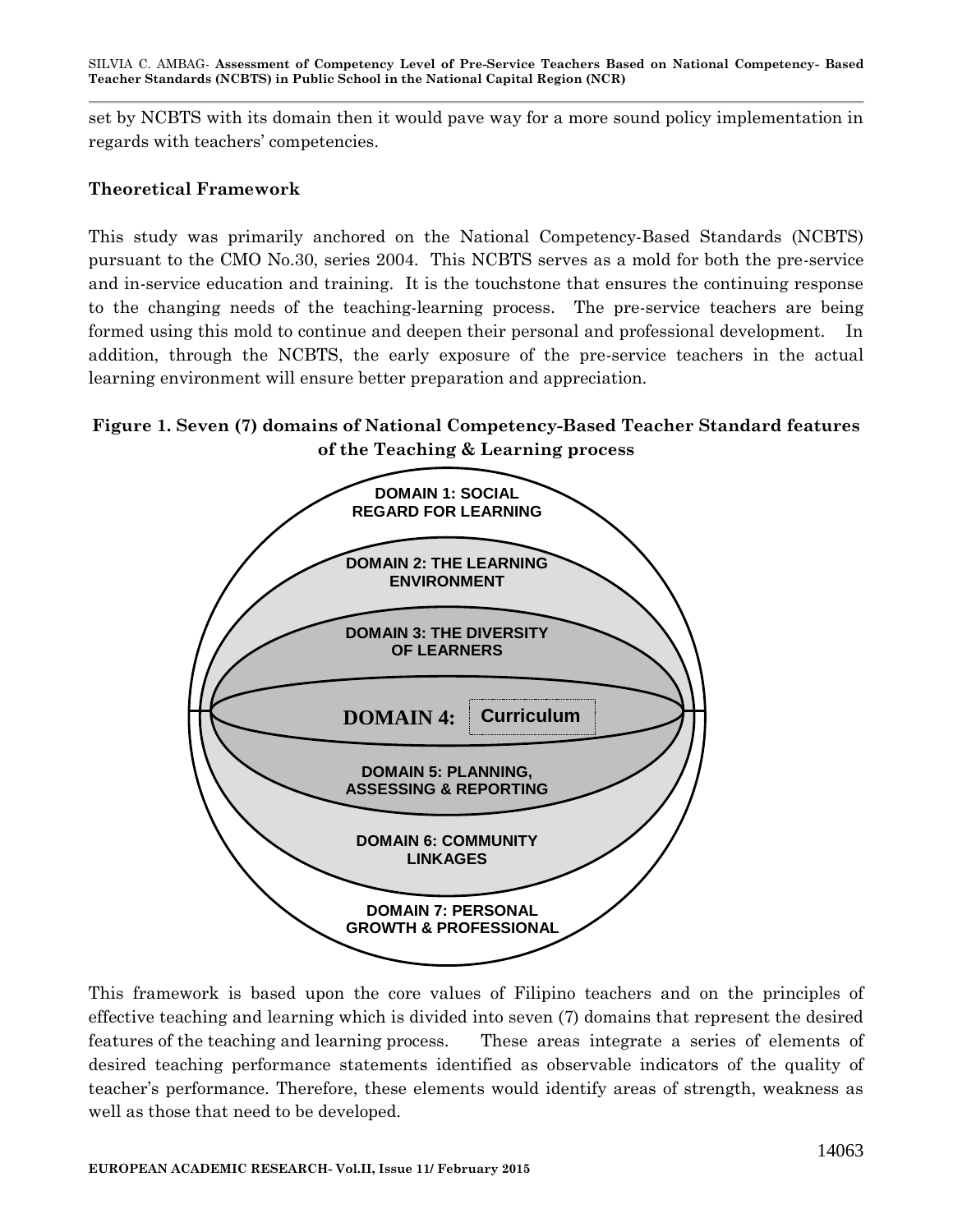set by NCBTS with its domain then it would pave way for a more sound policy implementation in regards with teachers' competencies.

**Theoretical Framework**

This study was primarily anchored on the National Competency-Based Standards (NCBTS) pursuant to the CMO No.30, series 2004. This NCBTS serves as a mold for both the pre-service and in-service education and training. It is the touchstone that ensures the continuing response to the changing needs of the teaching-learning process. The pre-service teachers are being formed using this mold to continue and deepen their personal and professional development. In addition, through the NCBTS, the early exposure of the pre-service teachers in the actual learning environment will ensure better preparation and appreciation.

**Figure 1. Seven (7) domains of National Competency-Based Teacher Standard features of the Teaching & Learning process**

DOMAIN 1: SOCIAL REGARD FOR LEARNING

DOMAIN 2: THE LEARNING ENVIRONMENT

DOMAIN 3: THE DIVERSITY OF LEARNERS

DOMAIN 4: Curriculum

DOMAIN 5: PLANNING, ASSESSING & REPORTING

DOMAIN 6: COMMUNITY LINKAGES

DOMAIN 7: PERSONAL GROWTH & PROFESSIONAL

This framework is based upon the core values of Filipino teachers and on the principles of effective teaching and learning which is divided into seven (7) domains that represent the desired features of the teaching and learning process. These areas integrate a series of elements of desired teaching performance statements identified as observable indicators of the quality of teacher's performance. Therefore, these elements would identify areas of strength, weakness as well as those that need to be developed.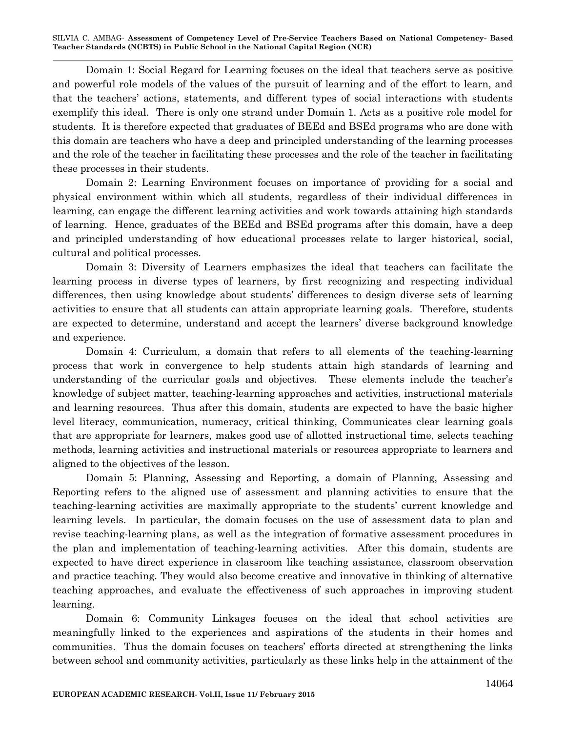Domain 1: Social Regard for Learning focuses on the ideal that teachers serve as positive and powerful role models of the values of the pursuit of learning and of the effort to learn, and that the teachers' actions, statements, and different types of social interactions with students exemplify this ideal. There is only one strand under Domain 1. Acts as a positive role model for students. It is therefore expected that graduates of BEEd and BSEd programs who are done with this domain are teachers who have a deep and principled understanding of the learning processes and the role of the teacher in facilitating these processes and the role of the teacher in facilitating these processes in their students.

Domain 2: Learning Environment focuses on importance of providing for a social and physical environment within which all students, regardless of their individual differences in learning, can engage the different learning activities and work towards attaining high standards of learning. Hence, graduates of the BEEd and BSEd programs after this domain, have a deep and principled understanding of how educational processes relate to larger historical, social, cultural and political processes.

Domain 3: Diversity of Learners emphasizes the ideal that teachers can facilitate the learning process in diverse types of learners, by first recognizing and respecting individual differences, then using knowledge about students' differences to design diverse sets of learning activities to ensure that all students can attain appropriate learning goals. Therefore, students are expected to determine, understand and accept the learners' diverse background knowledge and experience.

Domain 4: Curriculum, a domain that refers to all elements of the teaching-learning process that work in convergence to help students attain high standards of learning and understanding of the curricular goals and objectives. These elements include the teacher's knowledge of subject matter, teaching-learning approaches and activities, instructional materials and learning resources. Thus after this domain, students are expected to have the basic higher level literacy, communication, numeracy, critical thinking, Communicates clear learning goals that are appropriate for learners, makes good use of allotted instructional time, selects teaching methods, learning activities and instructional materials or resources appropriate to learners and aligned to the objectives of the lesson.

Domain 5: Planning, Assessing and Reporting, a domain of Planning, Assessing and Reporting refers to the aligned use of assessment and planning activities to ensure that the teaching-learning activities are maximally appropriate to the students' current knowledge and learning levels. In particular, the domain focuses on the use of assessment data to plan and revise teaching-learning plans, as well as the integration of formative assessment procedures in the plan and implementation of teaching-learning activities. After this domain, students are expected to have direct experience in classroom like teaching assistance, classroom observation and practice teaching. They would also become creative and innovative in thinking of alternative teaching approaches, and evaluate the effectiveness of such approaches in improving student learning.

Domain 6: Community Linkages focuses on the ideal that school activities are meaningfully linked to the experiences and aspirations of the students in their homes and communities. Thus the domain focuses on teachers' efforts directed at strengthening the links between school and community activities, particularly as these links help in the attainment of the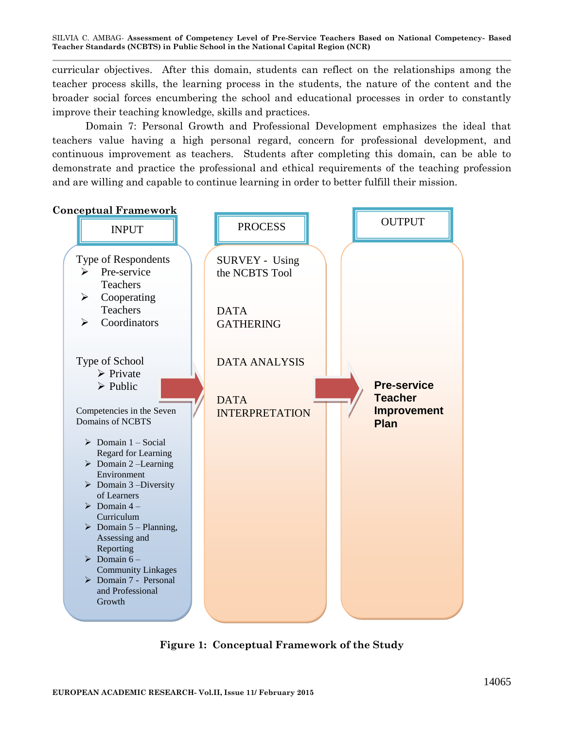curricular objectives. After this domain, students can reflect on the relationships among the teacher process skills, the learning process in the students, the nature of the content and the broader social forces encumbering the school and educational processes in order to constantly improve their teaching knowledge, skills and practices.

Domain 7: Personal Growth and Professional Development emphasizes the ideal that teachers value having a high personal regard, concern for professional development, and continuous improvement as teachers. Students after completing this domain, can be able to demonstrate and practice the professional and ethical requirements of the teaching profession and are willing and capable to continue learning in order to better fulfill their mission.

**Conceptual Framework**

**INPUT**

Type of Respondents
- Pre-service Teachers
- Cooperating Teachers
- Coordinators

Type of School
- Private
- Public

Competencies in the Seven Domains of NCBTS
- Domain 1 – Social Regard for Learning
- Domain 2 –Learning Environment
- Domain 3 –Diversity of Learners
- Domain 4 – Curriculum
- Domain 5 – Planning, Assessing and Reporting
- Domain 6 – Community Linkages
- Domain 7 - Personal and Professional Growth

**PROCESS**

SURVEY - Using the NCBTS Tool

DATA GATHERING

DATA ANALYSIS

DATA INTERPRETATION

**OUTPUT**

**Pre-service Teacher Improvement Plan**

**Figure 1: Conceptual Framework of the Study**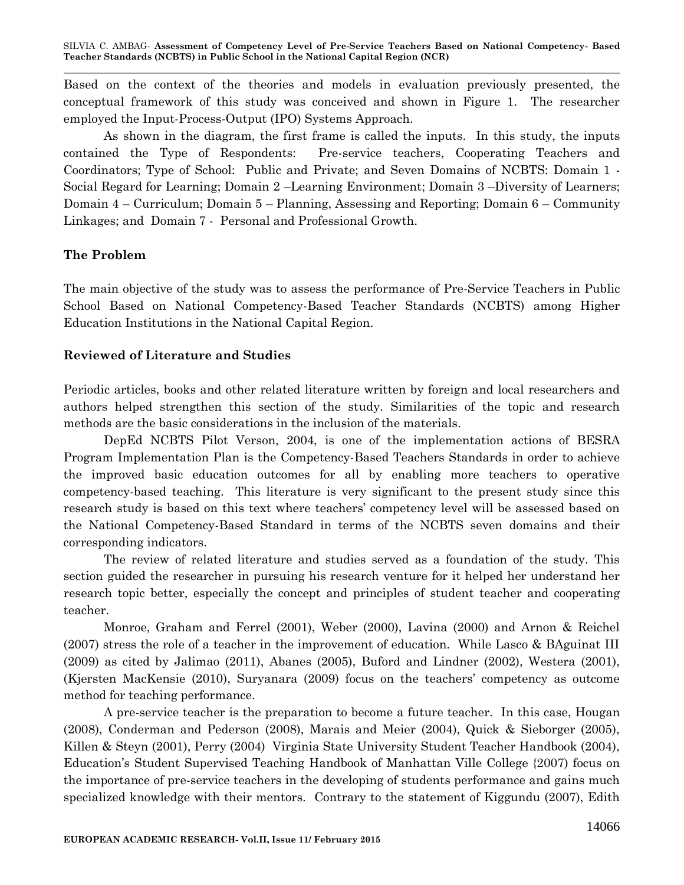Based on the context of the theories and models in evaluation previously presented, the conceptual framework of this study was conceived and shown in Figure 1. The researcher employed the Input-Process-Output (IPO) Systems Approach.

As shown in the diagram, the first frame is called the inputs. In this study, the inputs contained the Type of Respondents: Pre-service teachers, Cooperating Teachers and Coordinators; Type of School: Public and Private; and Seven Domains of NCBTS: Domain 1 - Social Regard for Learning; Domain 2 –Learning Environment; Domain 3 –Diversity of Learners; Domain 4 – Curriculum; Domain 5 – Planning, Assessing and Reporting; Domain 6 – Community Linkages; and Domain 7 - Personal and Professional Growth.

## The Problem

The main objective of the study was to assess the performance of Pre-Service Teachers in Public School Based on National Competency-Based Teacher Standards (NCBTS) among Higher Education Institutions in the National Capital Region.

## Reviewed of Literature and Studies

Periodic articles, books and other related literature written by foreign and local researchers and authors helped strengthen this section of the study. Similarities of the topic and research methods are the basic considerations in the inclusion of the materials.

DepEd NCBTS Pilot Verson, 2004, is one of the implementation actions of BESRA Program Implementation Plan is the Competency-Based Teachers Standards in order to achieve the improved basic education outcomes for all by enabling more teachers to operative competency-based teaching. This literature is very significant to the present study since this research study is based on this text where teachers' competency level will be assessed based on the National Competency-Based Standard in terms of the NCBTS seven domains and their corresponding indicators.

The review of related literature and studies served as a foundation of the study. This section guided the researcher in pursuing his research venture for it helped her understand her research topic better, especially the concept and principles of student teacher and cooperating teacher.

Monroe, Graham and Ferrel (2001), Weber (2000), Lavina (2000) and Arnon & Reichel (2007) stress the role of a teacher in the improvement of education. While Lasco & BAguinat III (2009) as cited by Jalimao (2011), Abanes (2005), Buford and Lindner (2002), Westera (2001), (Kjersten MacKensie (2010), Suryanara (2009) focus on the teachers' competency as outcome method for teaching performance.

A pre-service teacher is the preparation to become a future teacher. In this case, Hougan (2008), Conderman and Pederson (2008), Marais and Meier (2004), Quick & Sieborger (2005), Killen & Steyn (2001), Perry (2004) Virginia State University Student Teacher Handbook (2004), Education's Student Supervised Teaching Handbook of Manhattan Ville College {2007) focus on the importance of pre-service teachers in the developing of students performance and gains much specialized knowledge with their mentors. Contrary to the statement of Kiggundu (2007), Edith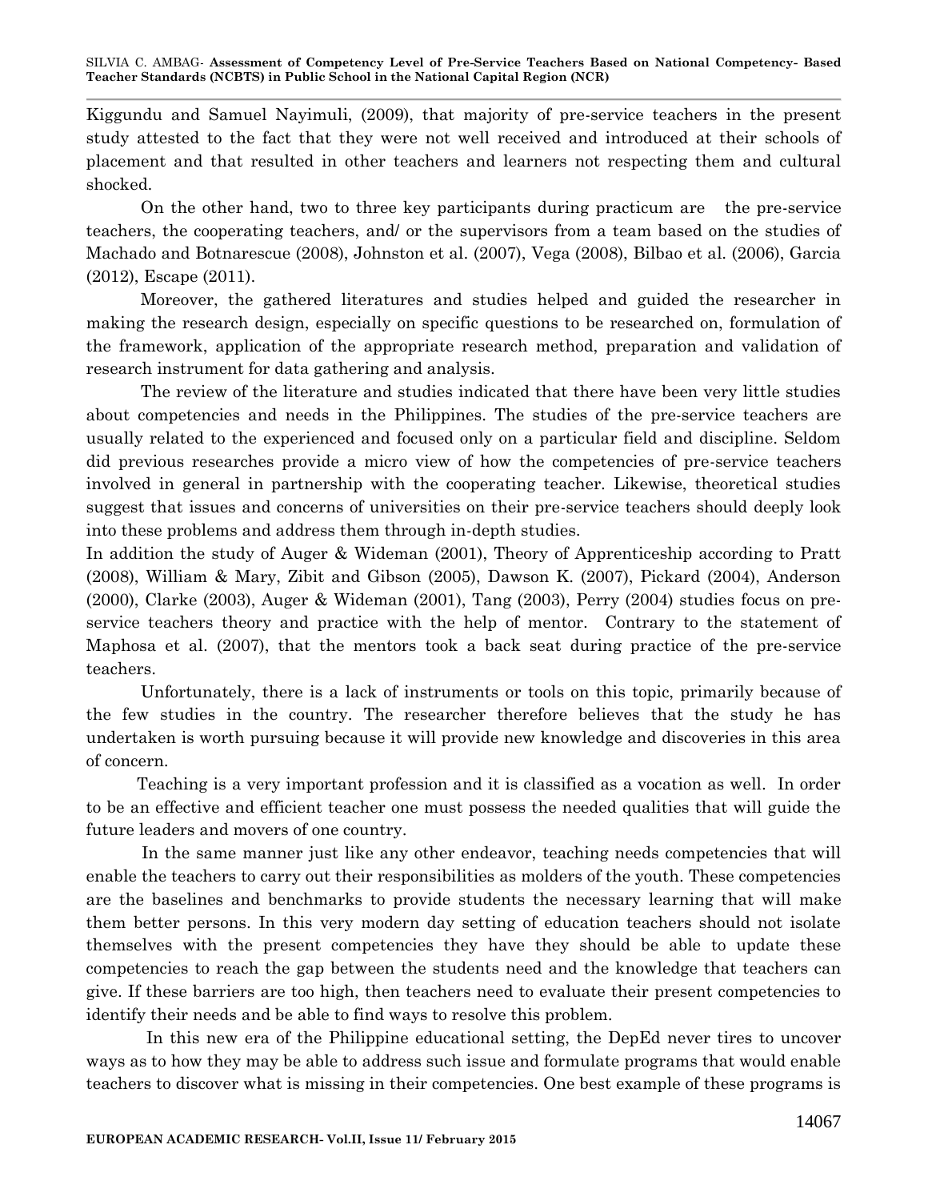Kiggundu and Samuel Nayimuli, (2009), that majority of pre-service teachers in the present study attested to the fact that they were not well received and introduced at their schools of placement and that resulted in other teachers and learners not respecting them and cultural shocked.

On the other hand, two to three key participants during practicum are the pre-service teachers, the cooperating teachers, and/ or the supervisors from a team based on the studies of Machado and Botnarescue (2008), Johnston et al. (2007), Vega (2008), Bilbao et al. (2006), Garcia (2012), Escape (2011).

Moreover, the gathered literatures and studies helped and guided the researcher in making the research design, especially on specific questions to be researched on, formulation of the framework, application of the appropriate research method, preparation and validation of research instrument for data gathering and analysis.

The review of the literature and studies indicated that there have been very little studies about competencies and needs in the Philippines. The studies of the pre-service teachers are usually related to the experienced and focused only on a particular field and discipline. Seldom did previous researches provide a micro view of how the competencies of pre-service teachers involved in general in partnership with the cooperating teacher. Likewise, theoretical studies suggest that issues and concerns of universities on their pre-service teachers should deeply look into these problems and address them through in-depth studies.

In addition the study of Auger & Wideman (2001), Theory of Apprenticeship according to Pratt (2008), William & Mary, Zibit and Gibson (2005), Dawson K. (2007), Pickard (2004), Anderson (2000), Clarke (2003), Auger & Wideman (2001), Tang (2003), Perry (2004) studies focus on pre-service teachers theory and practice with the help of mentor. Contrary to the statement of Maphosa et al. (2007), that the mentors took a back seat during practice of the pre-service teachers.

Unfortunately, there is a lack of instruments or tools on this topic, primarily because of the few studies in the country. The researcher therefore believes that the study he has undertaken is worth pursuing because it will provide new knowledge and discoveries in this area of concern.

Teaching is a very important profession and it is classified as a vocation as well. In order to be an effective and efficient teacher one must possess the needed qualities that will guide the future leaders and movers of one country.

In the same manner just like any other endeavor, teaching needs competencies that will enable the teachers to carry out their responsibilities as molders of the youth. These competencies are the baselines and benchmarks to provide students the necessary learning that will make them better persons. In this very modern day setting of education teachers should not isolate themselves with the present competencies they have they should be able to update these competencies to reach the gap between the students need and the knowledge that teachers can give. If these barriers are too high, then teachers need to evaluate their present competencies to identify their needs and be able to find ways to resolve this problem.

In this new era of the Philippine educational setting, the DepEd never tires to uncover ways as to how they may be able to address such issue and formulate programs that would enable teachers to discover what is missing in their competencies. One best example of these programs is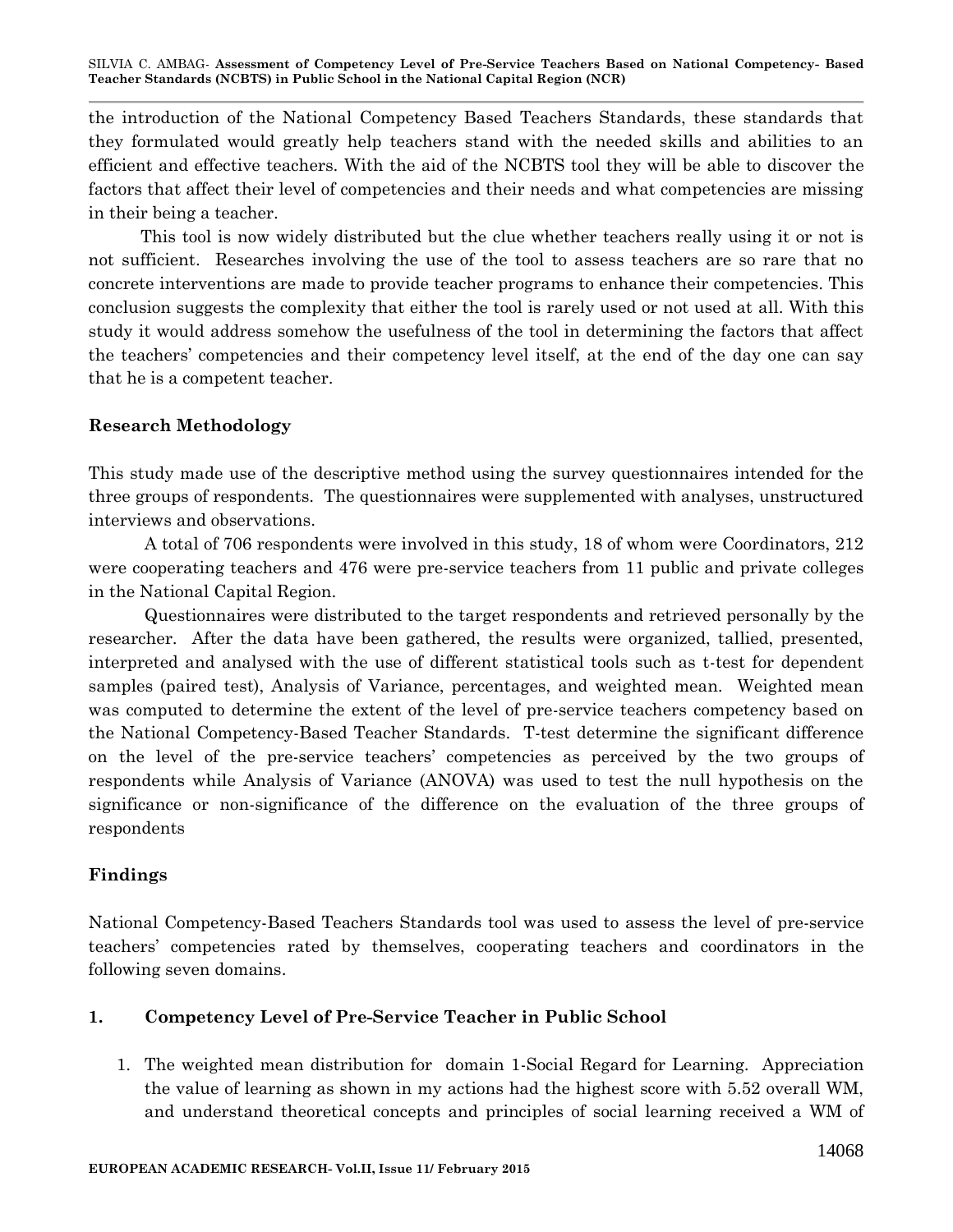the introduction of the National Competency Based Teachers Standards, these standards that they formulated would greatly help teachers stand with the needed skills and abilities to an efficient and effective teachers. With the aid of the NCBTS tool they will be able to discover the factors that affect their level of competencies and their needs and what competencies are missing in their being a teacher.

This tool is now widely distributed but the clue whether teachers really using it or not is not sufficient. Researches involving the use of the tool to assess teachers are so rare that no concrete interventions are made to provide teacher programs to enhance their competencies. This conclusion suggests the complexity that either the tool is rarely used or not used at all. With this study it would address somehow the usefulness of the tool in determining the factors that affect the teachers' competencies and their competency level itself, at the end of the day one can say that he is a competent teacher.

## Research Methodology

This study made use of the descriptive method using the survey questionnaires intended for the three groups of respondents. The questionnaires were supplemented with analyses, unstructured interviews and observations.

A total of 706 respondents were involved in this study, 18 of whom were Coordinators, 212 were cooperating teachers and 476 were pre-service teachers from 11 public and private colleges in the National Capital Region.

Questionnaires were distributed to the target respondents and retrieved personally by the researcher. After the data have been gathered, the results were organized, tallied, presented, interpreted and analysed with the use of different statistical tools such as t-test for dependent samples (paired test), Analysis of Variance, percentages, and weighted mean. Weighted mean was computed to determine the extent of the level of pre-service teachers competency based on the National Competency-Based Teacher Standards. T-test determine the significant difference on the level of the pre-service teachers' competencies as perceived by the two groups of respondents while Analysis of Variance (ANOVA) was used to test the null hypothesis on the significance or non-significance of the difference on the evaluation of the three groups of respondents

## Findings

National Competency-Based Teachers Standards tool was used to assess the level of pre-service teachers' competencies rated by themselves, cooperating teachers and coordinators in the following seven domains.

### 1. Competency Level of Pre-Service Teacher in Public School

1. The weighted mean distribution for domain 1-Social Regard for Learning. Appreciation the value of learning as shown in my actions had the highest score with 5.52 overall WM, and understand theoretical concepts and principles of social learning received a WM of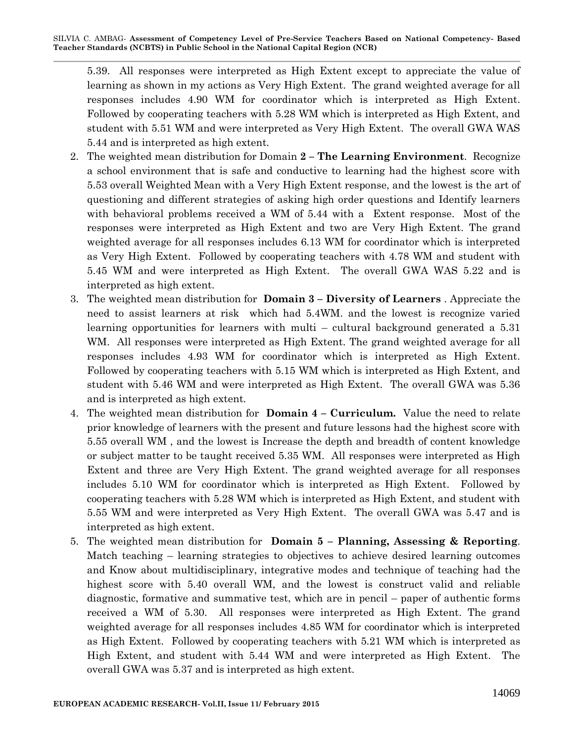5.39. All responses were interpreted as High Extent except to appreciate the value of learning as shown in my actions as Very High Extent. The grand weighted average for all responses includes 4.90 WM for coordinator which is interpreted as High Extent. Followed by cooperating teachers with 5.28 WM which is interpreted as High Extent, and student with 5.51 WM and were interpreted as Very High Extent. The overall GWA WAS 5.44 and is interpreted as high extent.

2. The weighted mean distribution for Domain **2 – The Learning Environment**. Recognize a school environment that is safe and conductive to learning had the highest score with 5.53 overall Weighted Mean with a Very High Extent response, and the lowest is the art of questioning and different strategies of asking high order questions and Identify learners with behavioral problems received a WM of 5.44 with a Extent response. Most of the responses were interpreted as High Extent and two are Very High Extent. The grand weighted average for all responses includes 6.13 WM for coordinator which is interpreted as Very High Extent. Followed by cooperating teachers with 4.78 WM and student with 5.45 WM and were interpreted as High Extent. The overall GWA WAS 5.22 and is interpreted as high extent.
3. The weighted mean distribution for **Domain 3 – Diversity of Learners** . Appreciate the need to assist learners at risk which had 5.4WM. and the lowest is recognize varied learning opportunities for learners with multi – cultural background generated a 5.31 WM. All responses were interpreted as High Extent. The grand weighted average for all responses includes 4.93 WM for coordinator which is interpreted as High Extent. Followed by cooperating teachers with 5.15 WM which is interpreted as High Extent, and student with 5.46 WM and were interpreted as High Extent. The overall GWA was 5.36 and is interpreted as high extent.
4. The weighted mean distribution for **Domain 4 – Curriculum.** Value the need to relate prior knowledge of learners with the present and future lessons had the highest score with 5.55 overall WM , and the lowest is Increase the depth and breadth of content knowledge or subject matter to be taught received 5.35 WM. All responses were interpreted as High Extent and three are Very High Extent. The grand weighted average for all responses includes 5.10 WM for coordinator which is interpreted as High Extent. Followed by cooperating teachers with 5.28 WM which is interpreted as High Extent, and student with 5.55 WM and were interpreted as Very High Extent. The overall GWA was 5.47 and is interpreted as high extent.
5. The weighted mean distribution for **Domain 5 – Planning, Assessing & Reporting**. Match teaching – learning strategies to objectives to achieve desired learning outcomes and Know about multidisciplinary, integrative modes and technique of teaching had the highest score with 5.40 overall WM, and the lowest is construct valid and reliable diagnostic, formative and summative test, which are in pencil – paper of authentic forms received a WM of 5.30. All responses were interpreted as High Extent. The grand weighted average for all responses includes 4.85 WM for coordinator which is interpreted as High Extent. Followed by cooperating teachers with 5.21 WM which is interpreted as High Extent, and student with 5.44 WM and were interpreted as High Extent. The overall GWA was 5.37 and is interpreted as high extent.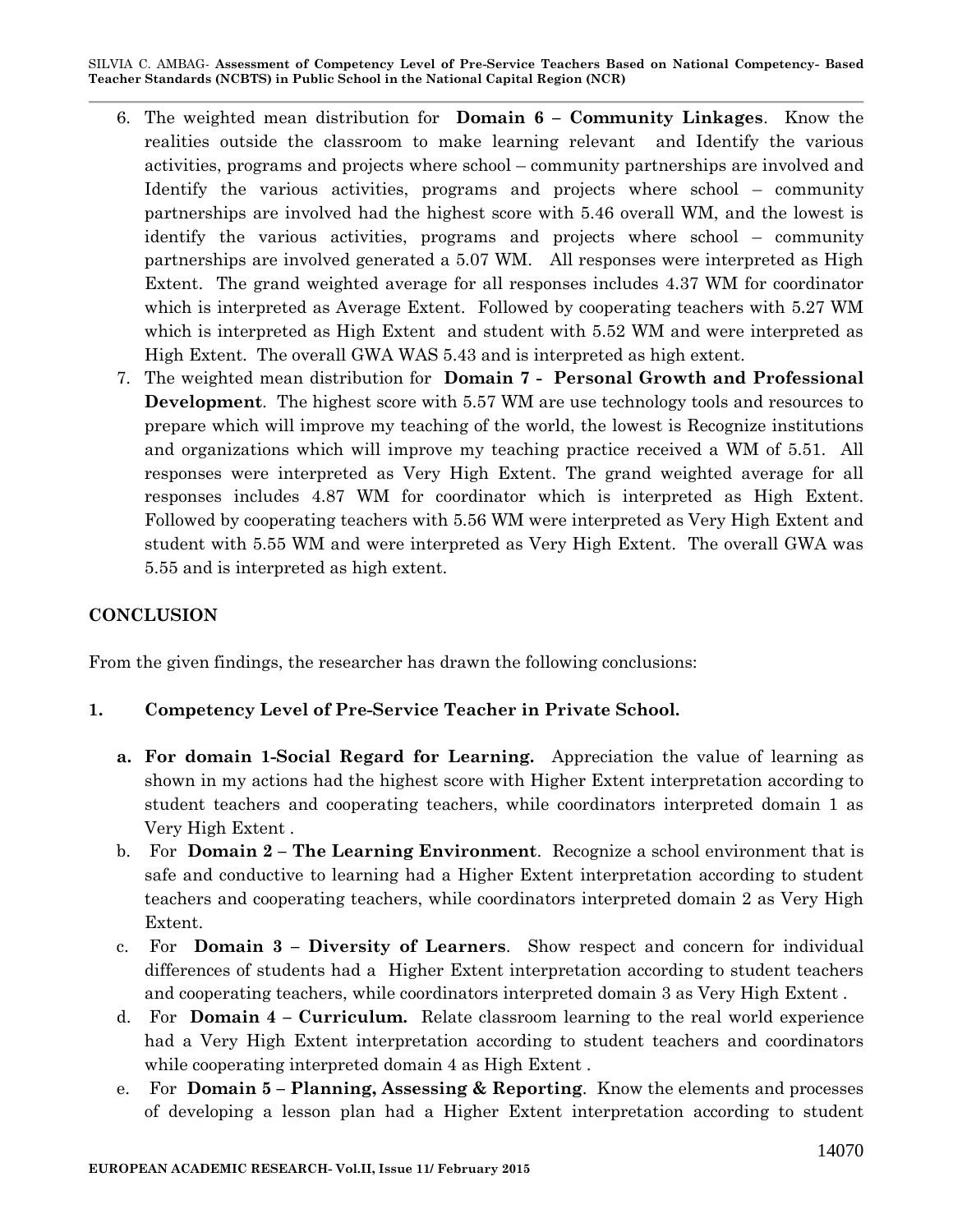6. The weighted mean distribution for **Domain 6 – Community Linkages**. Know the realities outside the classroom to make learning relevant and Identify the various activities, programs and projects where school – community partnerships are involved and Identify the various activities, programs and projects where school – community partnerships are involved had the highest score with 5.46 overall WM, and the lowest is identify the various activities, programs and projects where school – community partnerships are involved generated a 5.07 WM. All responses were interpreted as High Extent. The grand weighted average for all responses includes 4.37 WM for coordinator which is interpreted as Average Extent. Followed by cooperating teachers with 5.27 WM which is interpreted as High Extent and student with 5.52 WM and were interpreted as High Extent. The overall GWA WAS 5.43 and is interpreted as high extent.
7. The weighted mean distribution for **Domain 7 - Personal Growth and Professional Development**. The highest score with 5.57 WM are use technology tools and resources to prepare which will improve my teaching of the world, the lowest is Recognize institutions and organizations which will improve my teaching practice received a WM of 5.51. All responses were interpreted as Very High Extent. The grand weighted average for all responses includes 4.87 WM for coordinator which is interpreted as High Extent. Followed by cooperating teachers with 5.56 WM were interpreted as Very High Extent and student with 5.55 WM and were interpreted as Very High Extent. The overall GWA was 5.55 and is interpreted as high extent.

## CONCLUSION

From the given findings, the researcher has drawn the following conclusions:

**1. Competency Level of Pre-Service Teacher in Private School.**

a. **For domain 1-Social Regard for Learning.** Appreciation the value of learning as shown in my actions had the highest score with Higher Extent interpretation according to student teachers and cooperating teachers, while coordinators interpreted domain 1 as Very High Extent .

b. For **Domain 2 – The Learning Environment**. Recognize a school environment that is safe and conductive to learning had a Higher Extent interpretation according to student teachers and cooperating teachers, while coordinators interpreted domain 2 as Very High Extent.

c. For **Domain 3 – Diversity of Learners**. Show respect and concern for individual differences of students had a Higher Extent interpretation according to student teachers and cooperating teachers, while coordinators interpreted domain 3 as Very High Extent .

d. For **Domain 4 – Curriculum.** Relate classroom learning to the real world experience had a Very High Extent interpretation according to student teachers and coordinators while cooperating interpreted domain 4 as High Extent .

e. For **Domain 5 – Planning, Assessing & Reporting**. Know the elements and processes of developing a lesson plan had a Higher Extent interpretation according to student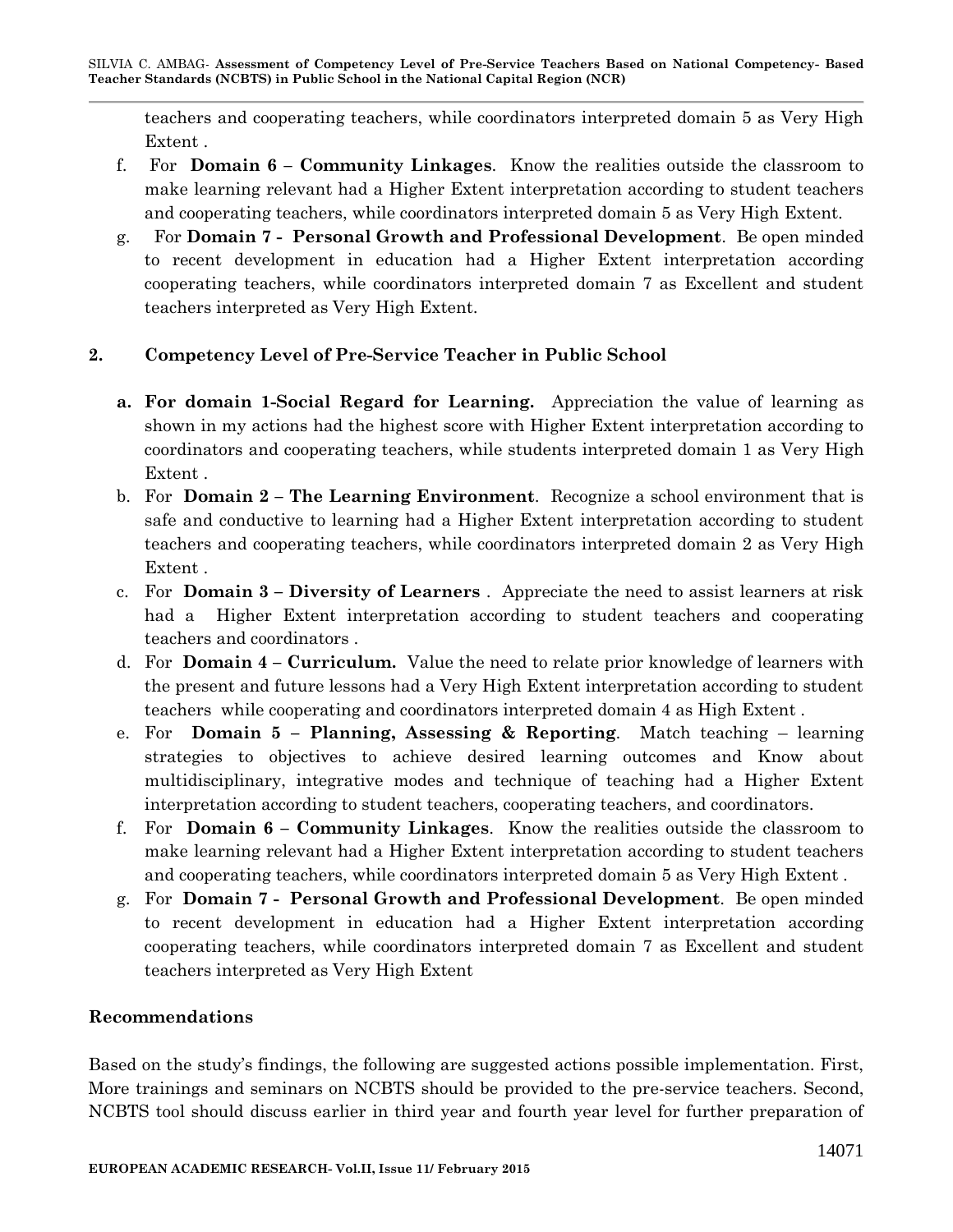teachers and cooperating teachers, while coordinators interpreted domain 5 as Very High Extent .

f. For **Domain 6 – Community Linkages**. Know the realities outside the classroom to make learning relevant had a Higher Extent interpretation according to student teachers and cooperating teachers, while coordinators interpreted domain 5 as Very High Extent.

g. For **Domain 7 - Personal Growth and Professional Development**. Be open minded to recent development in education had a Higher Extent interpretation according cooperating teachers, while coordinators interpreted domain 7 as Excellent and student teachers interpreted as Very High Extent.

## 2. Competency Level of Pre-Service Teacher in Public School

a. **For domain 1-Social Regard for Learning.** Appreciation the value of learning as shown in my actions had the highest score with Higher Extent interpretation according to coordinators and cooperating teachers, while students interpreted domain 1 as Very High Extent .

b. For **Domain 2 – The Learning Environment**. Recognize a school environment that is safe and conductive to learning had a Higher Extent interpretation according to student teachers and cooperating teachers, while coordinators interpreted domain 2 as Very High Extent .

c. For **Domain 3 – Diversity of Learners** . Appreciate the need to assist learners at risk had a Higher Extent interpretation according to student teachers and cooperating teachers and coordinators .

d. For **Domain 4 – Curriculum.** Value the need to relate prior knowledge of learners with the present and future lessons had a Very High Extent interpretation according to student teachers while cooperating and coordinators interpreted domain 4 as High Extent .

e. For **Domain 5 – Planning, Assessing & Reporting**. Match teaching – learning strategies to objectives to achieve desired learning outcomes and Know about multidisciplinary, integrative modes and technique of teaching had a Higher Extent interpretation according to student teachers, cooperating teachers, and coordinators.

f. For **Domain 6 – Community Linkages**. Know the realities outside the classroom to make learning relevant had a Higher Extent interpretation according to student teachers and cooperating teachers, while coordinators interpreted domain 5 as Very High Extent .

g. For **Domain 7 - Personal Growth and Professional Development**. Be open minded to recent development in education had a Higher Extent interpretation according cooperating teachers, while coordinators interpreted domain 7 as Excellent and student teachers interpreted as Very High Extent

## Recommendations

Based on the study's findings, the following are suggested actions possible implementation. First, More trainings and seminars on NCBTS should be provided to the pre-service teachers. Second, NCBTS tool should discuss earlier in third year and fourth year level for further preparation of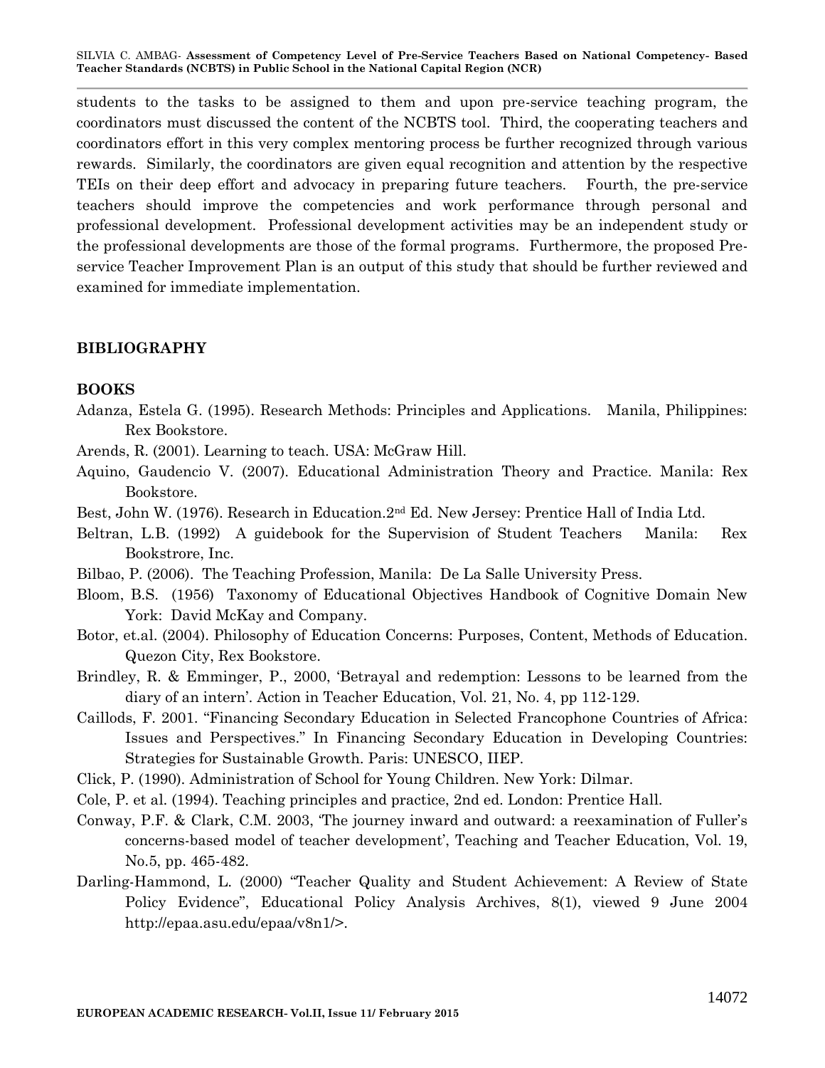students to the tasks to be assigned to them and upon pre-service teaching program, the coordinators must discussed the content of the NCBTS tool. Third, the cooperating teachers and coordinators effort in this very complex mentoring process be further recognized through various rewards. Similarly, the coordinators are given equal recognition and attention by the respective TEIs on their deep effort and advocacy in preparing future teachers. Fourth, the pre-service teachers should improve the competencies and work performance through personal and professional development. Professional development activities may be an independent study or the professional developments are those of the formal programs. Furthermore, the proposed Pre-service Teacher Improvement Plan is an output of this study that should be further reviewed and examined for immediate implementation.

## BIBLIOGRAPHY

### BOOKS

Adanza, Estela G. (1995). Research Methods: Principles and Applications. Manila, Philippines: Rex Bookstore.

Arends, R. (2001). Learning to teach. USA: McGraw Hill.

Aquino, Gaudencio V. (2007). Educational Administration Theory and Practice. Manila: Rex Bookstore.

Best, John W. (1976). Research in Education.2nd Ed. New Jersey: Prentice Hall of India Ltd.

Beltran, L.B. (1992) A guidebook for the Supervision of Student Teachers Manila: Rex Bookstrore, Inc.

Bilbao, P. (2006). The Teaching Profession, Manila: De La Salle University Press.

Bloom, B.S. (1956) Taxonomy of Educational Objectives Handbook of Cognitive Domain New York: David McKay and Company.

Botor, et.al. (2004). Philosophy of Education Concerns: Purposes, Content, Methods of Education. Quezon City, Rex Bookstore.

Brindley, R. & Emminger, P., 2000, 'Betrayal and redemption: Lessons to be learned from the diary of an intern'. Action in Teacher Education, Vol. 21, No. 4, pp 112-129.

Caillods, F. 2001. "Financing Secondary Education in Selected Francophone Countries of Africa: Issues and Perspectives." In Financing Secondary Education in Developing Countries: Strategies for Sustainable Growth. Paris: UNESCO, IIEP.

Click, P. (1990). Administration of School for Young Children. New York: Dilmar.

Cole, P. et al. (1994). Teaching principles and practice, 2nd ed. London: Prentice Hall.

Conway, P.F. & Clark, C.M. 2003, 'The journey inward and outward: a reexamination of Fuller's concerns-based model of teacher development', Teaching and Teacher Education, Vol. 19, No.5, pp. 465-482.

Darling-Hammond, L. (2000) "Teacher Quality and Student Achievement: A Review of State Policy Evidence", Educational Policy Analysis Archives, 8(1), viewed 9 June 2004 http://epaa.asu.edu/epaa/v8n1/>.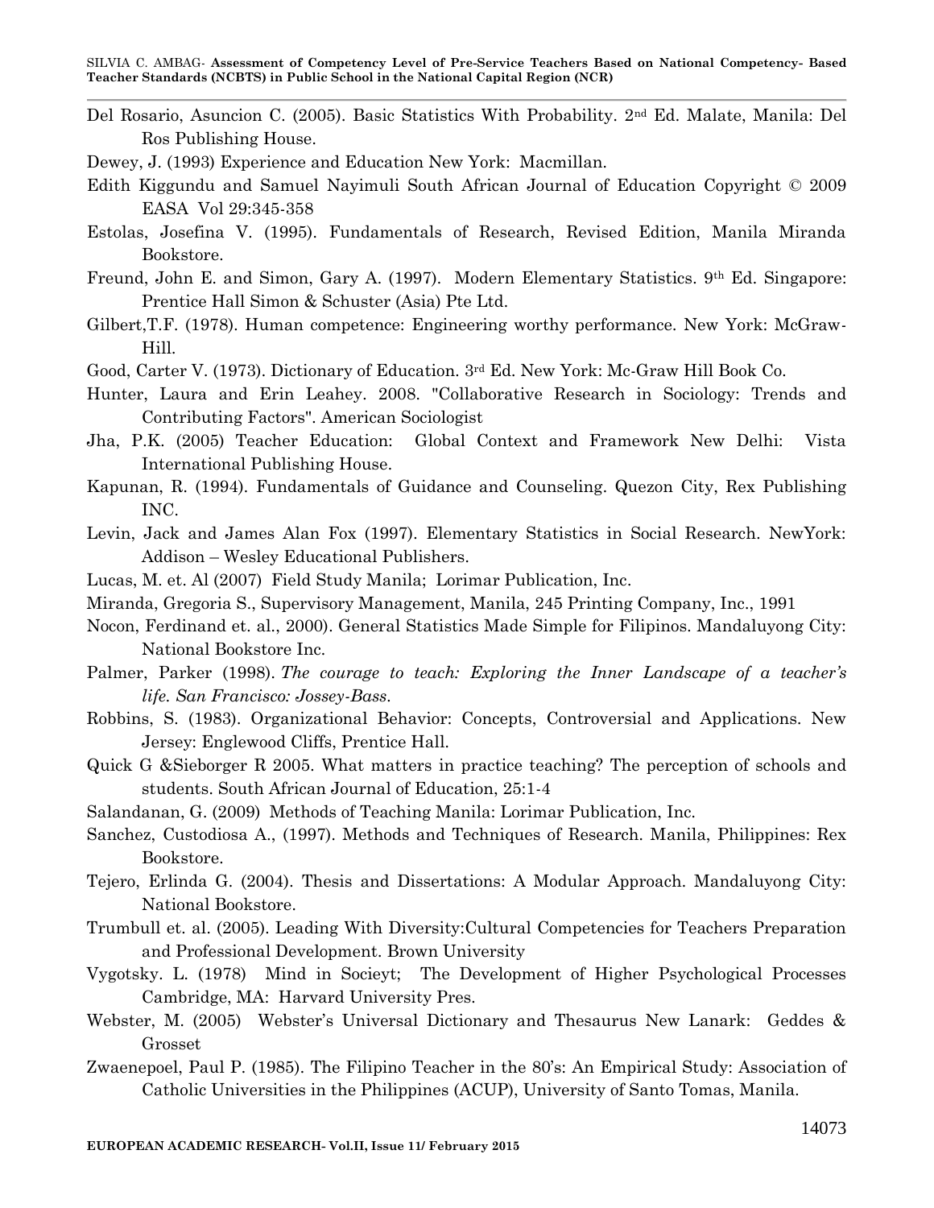Del Rosario, Asuncion C. (2005). Basic Statistics With Probability. 2nd Ed. Malate, Manila: Del Ros Publishing House.

Dewey, J. (1993) Experience and Education New York: Macmillan.

Edith Kiggundu and Samuel Nayimuli South African Journal of Education Copyright © 2009 EASA Vol 29:345-358

Estolas, Josefina V. (1995). Fundamentals of Research, Revised Edition, Manila Miranda Bookstore.

Freund, John E. and Simon, Gary A. (1997). Modern Elementary Statistics. 9th Ed. Singapore: Prentice Hall Simon & Schuster (Asia) Pte Ltd.

Gilbert,T.F. (1978). Human competence: Engineering worthy performance. New York: McGraw-Hill.

Good, Carter V. (1973). Dictionary of Education. 3rd Ed. New York: Mc-Graw Hill Book Co.

Hunter, Laura and Erin Leahey. 2008. "Collaborative Research in Sociology: Trends and Contributing Factors". American Sociologist

Jha, P.K. (2005) Teacher Education: Global Context and Framework New Delhi: Vista International Publishing House.

Kapunan, R. (1994). Fundamentals of Guidance and Counseling. Quezon City, Rex Publishing INC.

Levin, Jack and James Alan Fox (1997). Elementary Statistics in Social Research. NewYork: Addison – Wesley Educational Publishers.

Lucas, M. et. Al (2007) Field Study Manila; Lorimar Publication, Inc.

Miranda, Gregoria S., Supervisory Management, Manila, 245 Printing Company, Inc., 1991

Nocon, Ferdinand et. al., 2000). General Statistics Made Simple for Filipinos. Mandaluyong City: National Bookstore Inc.

Palmer, Parker (1998). *The courage to teach: Exploring the Inner Landscape of a teacher's life. San Francisco: Jossey-Bass.*

Robbins, S. (1983). Organizational Behavior: Concepts, Controversial and Applications. New Jersey: Englewood Cliffs, Prentice Hall.

Quick G &Sieborger R 2005. What matters in practice teaching? The perception of schools and students. South African Journal of Education, 25:1-4

Salandanan, G. (2009) Methods of Teaching Manila: Lorimar Publication, Inc.

Sanchez, Custodiosa A., (1997). Methods and Techniques of Research. Manila, Philippines: Rex Bookstore.

Tejero, Erlinda G. (2004). Thesis and Dissertations: A Modular Approach. Mandaluyong City: National Bookstore.

Trumbull et. al. (2005). Leading With Diversity:Cultural Competencies for Teachers Preparation and Professional Development. Brown University

Vygotsky. L. (1978) Mind in Socieyt; The Development of Higher Psychological Processes Cambridge, MA: Harvard University Pres.

Webster, M. (2005) Webster's Universal Dictionary and Thesaurus New Lanark: Geddes & Grosset

Zwaenepoel, Paul P. (1985). The Filipino Teacher in the 80's: An Empirical Study: Association of Catholic Universities in the Philippines (ACUP), University of Santo Tomas, Manila.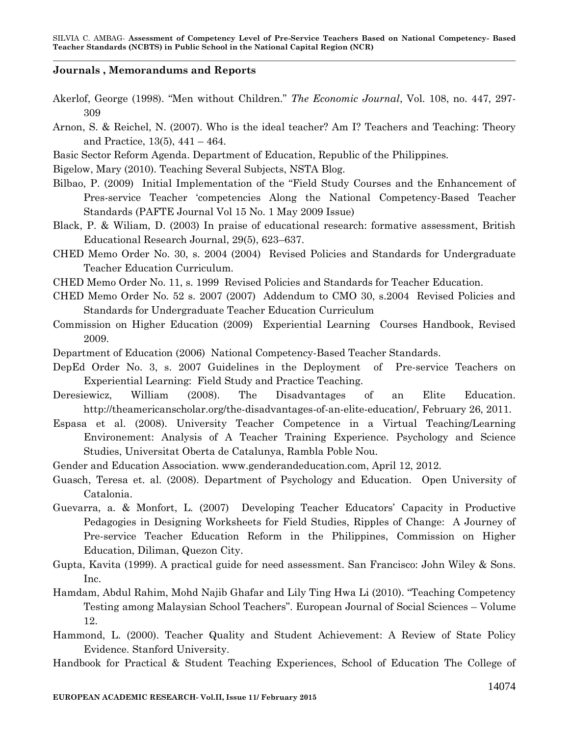### Journals , Memorandums and Reports

Akerlof, George (1998). "Men without Children." *The Economic Journal*, Vol. 108, no. 447, 297-309

Arnon, S. & Reichel, N. (2007). Who is the ideal teacher? Am I? Teachers and Teaching: Theory and Practice, 13(5), 441 – 464.

Basic Sector Reform Agenda. Department of Education, Republic of the Philippines.

Bigelow, Mary (2010). Teaching Several Subjects, NSTA Blog.

Bilbao, P. (2009) Initial Implementation of the "Field Study Courses and the Enhancement of Pres-service Teacher 'competencies Along the National Competency-Based Teacher Standards (PAFTE Journal Vol 15 No. 1 May 2009 Issue)

Black, P. & Wiliam, D. (2003) In praise of educational research: formative assessment, British Educational Research Journal, 29(5), 623–637.

CHED Memo Order No. 30, s. 2004 (2004) Revised Policies and Standards for Undergraduate Teacher Education Curriculum.

CHED Memo Order No. 11, s. 1999 Revised Policies and Standards for Teacher Education.

CHED Memo Order No. 52 s. 2007 (2007) Addendum to CMO 30, s.2004 Revised Policies and Standards for Undergraduate Teacher Education Curriculum

Commission on Higher Education (2009) Experiential Learning Courses Handbook, Revised 2009.

Department of Education (2006) National Competency-Based Teacher Standards.

DepEd Order No. 3, s. 2007 Guidelines in the Deployment of Pre-service Teachers on Experiential Learning: Field Study and Practice Teaching.

Deresiewicz, William (2008). The Disadvantages of an Elite Education. http://theamericanscholar.org/the-disadvantages-of-an-elite-education/, February 26, 2011.

Espasa et al. (2008). University Teacher Competence in a Virtual Teaching/Learning Environement: Analysis of A Teacher Training Experience. Psychology and Science Studies, Universitat Oberta de Catalunya, Rambla Poble Nou.

Gender and Education Association. www.genderandeducation.com, April 12, 2012.

Guasch, Teresa et. al. (2008). Department of Psychology and Education. Open University of Catalonia.

Guevarra, a. & Monfort, L. (2007) Developing Teacher Educators' Capacity in Productive Pedagogies in Designing Worksheets for Field Studies, Ripples of Change: A Journey of Pre-service Teacher Education Reform in the Philippines, Commission on Higher Education, Diliman, Quezon City.

Gupta, Kavita (1999). A practical guide for need assessment. San Francisco: John Wiley & Sons. Inc.

Hamdam, Abdul Rahim, Mohd Najib Ghafar and Lily Ting Hwa Li (2010). "Teaching Competency Testing among Malaysian School Teachers". European Journal of Social Sciences – Volume 12.

Hammond, L. (2000). Teacher Quality and Student Achievement: A Review of State Policy Evidence. Stanford University.

Handbook for Practical & Student Teaching Experiences, School of Education The College of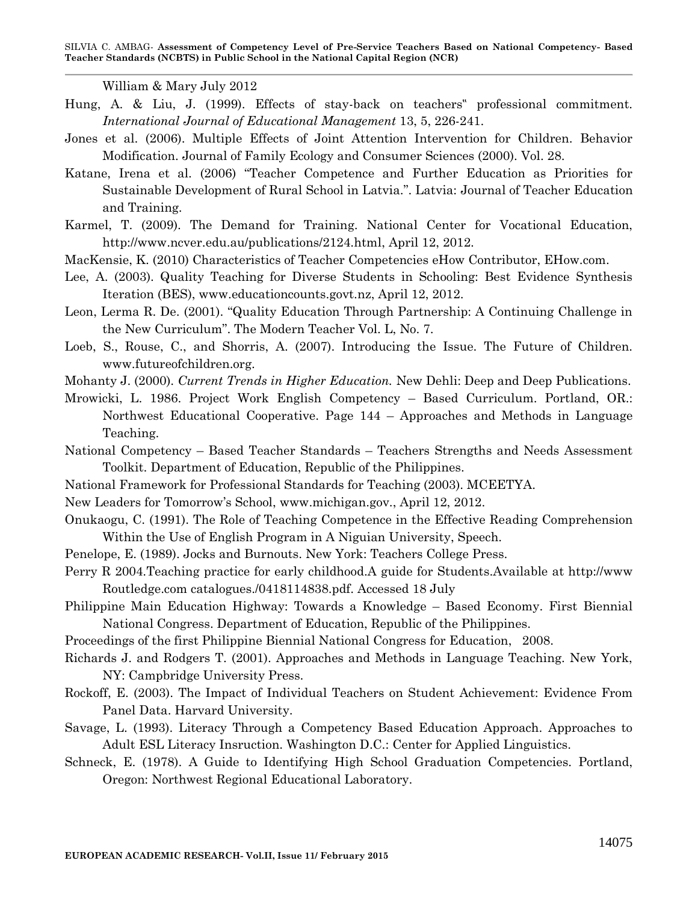William & Mary July 2012

Hung, A. & Liu, J. (1999). Effects of stay-back on teachers‟ professional commitment. *International Journal of Educational Management* 13, 5, 226-241.

Jones et al. (2006). Multiple Effects of Joint Attention Intervention for Children. Behavior Modification. Journal of Family Ecology and Consumer Sciences (2000). Vol. 28.

Katane, Irena et al. (2006) "Teacher Competence and Further Education as Priorities for Sustainable Development of Rural School in Latvia.". Latvia: Journal of Teacher Education and Training.

Karmel, T. (2009). The Demand for Training. National Center for Vocational Education, http://www.ncver.edu.au/publications/2124.html, April 12, 2012.

MacKensie, K. (2010) Characteristics of Teacher Competencies eHow Contributor, EHow.com.

Lee, A. (2003). Quality Teaching for Diverse Students in Schooling: Best Evidence Synthesis Iteration (BES), www.educationcounts.govt.nz, April 12, 2012.

Leon, Lerma R. De. (2001). "Quality Education Through Partnership: A Continuing Challenge in the New Curriculum". The Modern Teacher Vol. L, No. 7.

Loeb, S., Rouse, C., and Shorris, A. (2007). Introducing the Issue. The Future of Children. www.futureofchildren.org.

Mohanty J. (2000). *Current Trends in Higher Education.* New Dehli: Deep and Deep Publications.

Mrowicki, L. 1986. Project Work English Competency – Based Curriculum. Portland, OR.: Northwest Educational Cooperative. Page 144 – Approaches and Methods in Language Teaching.

National Competency – Based Teacher Standards – Teachers Strengths and Needs Assessment Toolkit. Department of Education, Republic of the Philippines.

National Framework for Professional Standards for Teaching (2003). MCEETYA.

New Leaders for Tomorrow's School, www.michigan.gov., April 12, 2012.

Onukaogu, C. (1991). The Role of Teaching Competence in the Effective Reading Comprehension Within the Use of English Program in A Niguian University, Speech.

Penelope, E. (1989). Jocks and Burnouts. New York: Teachers College Press.

Perry R 2004.Teaching practice for early childhood.A guide for Students.Available at http://www Routledge.com catalogues./0418114838.pdf. Accessed 18 July

Philippine Main Education Highway: Towards a Knowledge – Based Economy. First Biennial National Congress. Department of Education, Republic of the Philippines.

Proceedings of the first Philippine Biennial National Congress for Education, 2008.

Richards J. and Rodgers T. (2001). Approaches and Methods in Language Teaching. New York, NY: Campbridge University Press.

Rockoff, E. (2003). The Impact of Individual Teachers on Student Achievement: Evidence From Panel Data. Harvard University.

Savage, L. (1993). Literacy Through a Competency Based Education Approach. Approaches to Adult ESL Literacy Insruction. Washington D.C.: Center for Applied Linguistics.

Schneck, E. (1978). A Guide to Identifying High School Graduation Competencies. Portland, Oregon: Northwest Regional Educational Laboratory.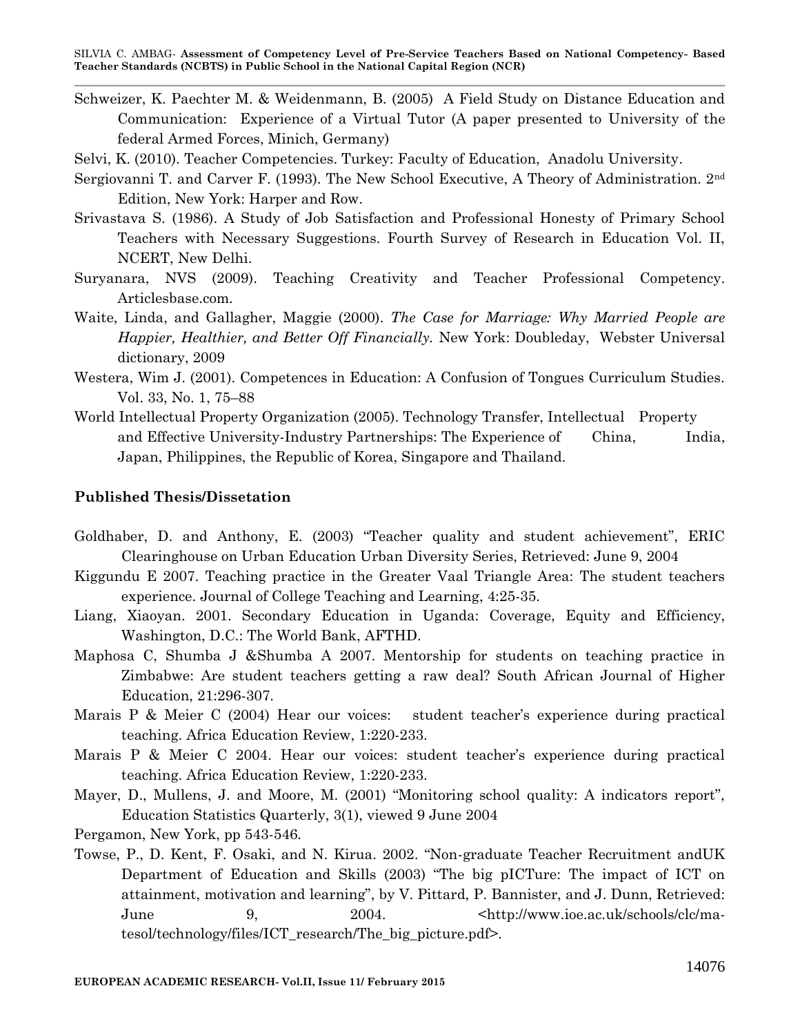Schweizer, K. Paechter M. & Weidenmann, B. (2005) A Field Study on Distance Education and Communication: Experience of a Virtual Tutor (A paper presented to University of the federal Armed Forces, Minich, Germany)

Selvi, K. (2010). Teacher Competencies. Turkey: Faculty of Education, Anadolu University.

Sergiovanni T. and Carver F. (1993). The New School Executive, A Theory of Administration. 2nd Edition, New York: Harper and Row.

Srivastava S. (1986). A Study of Job Satisfaction and Professional Honesty of Primary School Teachers with Necessary Suggestions. Fourth Survey of Research in Education Vol. II, NCERT, New Delhi.

Suryanara, NVS (2009). Teaching Creativity and Teacher Professional Competency. Articlesbase.com.

Waite, Linda, and Gallagher, Maggie (2000). *The Case for Marriage: Why Married People are Happier, Healthier, and Better Off Financially.* New York: Doubleday, Webster Universal dictionary, 2009

Westera, Wim J. (2001). Competences in Education: A Confusion of Tongues Curriculum Studies. Vol. 33, No. 1, 75–88

World Intellectual Property Organization (2005). Technology Transfer, Intellectual Property and Effective University-Industry Partnerships: The Experience of China, India, Japan, Philippines, the Republic of Korea, Singapore and Thailand.

**Published Thesis/Dissetation**

Goldhaber, D. and Anthony, E. (2003) "Teacher quality and student achievement", ERIC Clearinghouse on Urban Education Urban Diversity Series, Retrieved: June 9, 2004

Kiggundu E 2007. Teaching practice in the Greater Vaal Triangle Area: The student teachers experience. Journal of College Teaching and Learning, 4:25-35.

Liang, Xiaoyan. 2001. Secondary Education in Uganda: Coverage, Equity and Efficiency, Washington, D.C.: The World Bank, AFTHD.

Maphosa C, Shumba J &Shumba A 2007. Mentorship for students on teaching practice in Zimbabwe: Are student teachers getting a raw deal? South African Journal of Higher Education, 21:296-307.

Marais P & Meier C (2004) Hear our voices: student teacher's experience during practical teaching. Africa Education Review, 1:220-233.

Marais P & Meier C 2004. Hear our voices: student teacher's experience during practical teaching. Africa Education Review, 1:220-233.

Mayer, D., Mullens, J. and Moore, M. (2001) "Monitoring school quality: A indicators report", Education Statistics Quarterly, 3(1), viewed 9 June 2004

Pergamon, New York, pp 543-546.

Towse, P., D. Kent, F. Osaki, and N. Kirua. 2002. "Non-graduate Teacher Recruitment andUK Department of Education and Skills (2003) "The big pICTure: The impact of ICT on attainment, motivation and learning", by V. Pittard, P. Bannister, and J. Dunn, Retrieved: June 9, 2004. <http://www.ioe.ac.uk/schools/clc/ma-tesol/technology/files/ICT_research/The_big_picture.pdf>.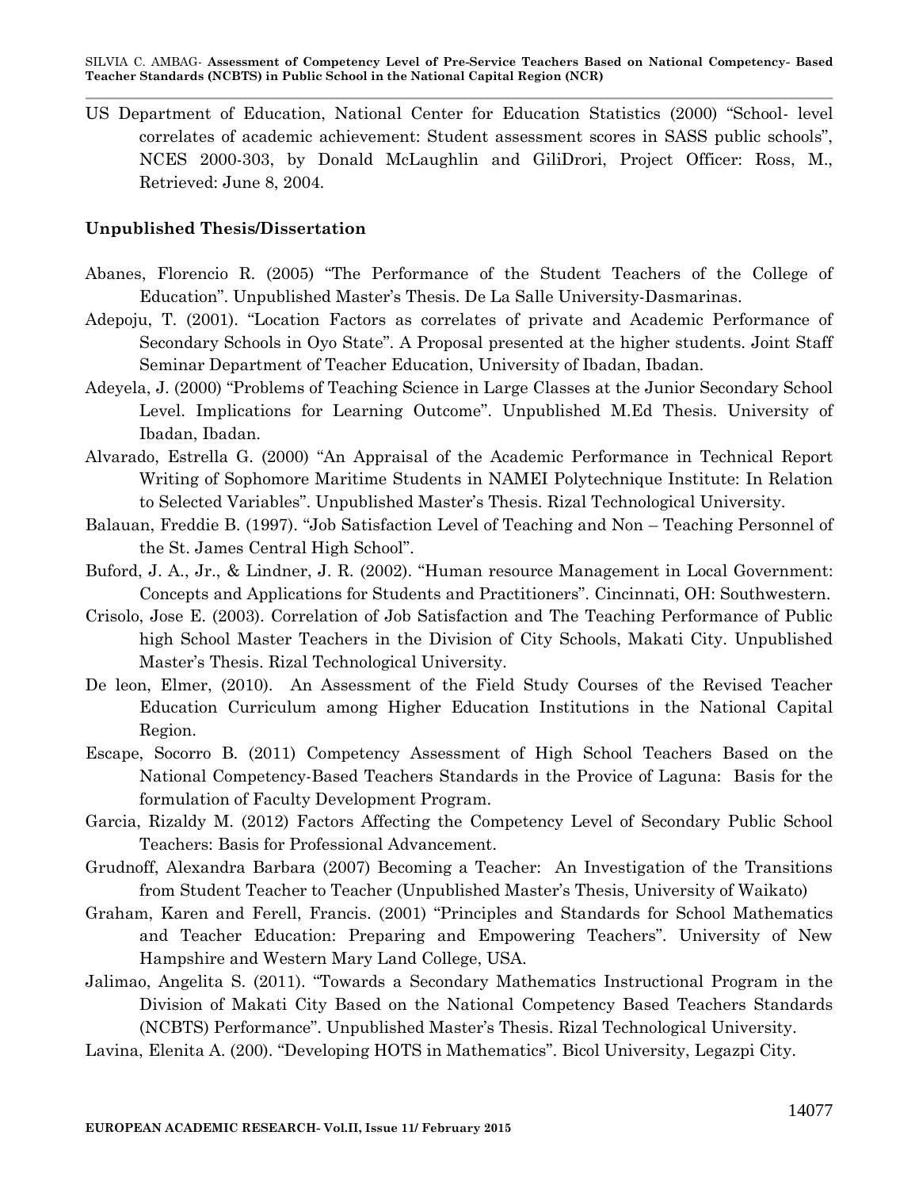US Department of Education, National Center for Education Statistics (2000) "School- level correlates of academic achievement: Student assessment scores in SASS public schools", NCES 2000-303, by Donald McLaughlin and GiliDrori, Project Officer: Ross, M., Retrieved: June 8, 2004.

**Unpublished Thesis/Dissertation**

Abanes, Florencio R. (2005) "The Performance of the Student Teachers of the College of Education". Unpublished Master's Thesis. De La Salle University-Dasmarinas.

Adepoju, T. (2001). "Location Factors as correlates of private and Academic Performance of Secondary Schools in Oyo State". A Proposal presented at the higher students. Joint Staff Seminar Department of Teacher Education, University of Ibadan, Ibadan.

Adeyela, J. (2000) "Problems of Teaching Science in Large Classes at the Junior Secondary School Level. Implications for Learning Outcome". Unpublished M.Ed Thesis. University of Ibadan, Ibadan.

Alvarado, Estrella G. (2000) "An Appraisal of the Academic Performance in Technical Report Writing of Sophomore Maritime Students in NAMEI Polytechnique Institute: In Relation to Selected Variables". Unpublished Master's Thesis. Rizal Technological University.

Balauan, Freddie B. (1997). "Job Satisfaction Level of Teaching and Non – Teaching Personnel of the St. James Central High School".

Buford, J. A., Jr., & Lindner, J. R. (2002). "Human resource Management in Local Government: Concepts and Applications for Students and Practitioners". Cincinnati, OH: Southwestern.

Crisolo, Jose E. (2003). Correlation of Job Satisfaction and The Teaching Performance of Public high School Master Teachers in the Division of City Schools, Makati City. Unpublished Master's Thesis. Rizal Technological University.

De leon, Elmer, (2010). An Assessment of the Field Study Courses of the Revised Teacher Education Curriculum among Higher Education Institutions in the National Capital Region.

Escape, Socorro B. (2011) Competency Assessment of High School Teachers Based on the National Competency-Based Teachers Standards in the Provice of Laguna: Basis for the formulation of Faculty Development Program.

Garcia, Rizaldy M. (2012) Factors Affecting the Competency Level of Secondary Public School Teachers: Basis for Professional Advancement.

Grudnoff, Alexandra Barbara (2007) Becoming a Teacher: An Investigation of the Transitions from Student Teacher to Teacher (Unpublished Master's Thesis, University of Waikato)

Graham, Karen and Ferell, Francis. (2001) "Principles and Standards for School Mathematics and Teacher Education: Preparing and Empowering Teachers". University of New Hampshire and Western Mary Land College, USA.

Jalimao, Angelita S. (2011). "Towards a Secondary Mathematics Instructional Program in the Division of Makati City Based on the National Competency Based Teachers Standards (NCBTS) Performance". Unpublished Master's Thesis. Rizal Technological University.

Lavina, Elenita A. (200). "Developing HOTS in Mathematics". Bicol University, Legazpi City.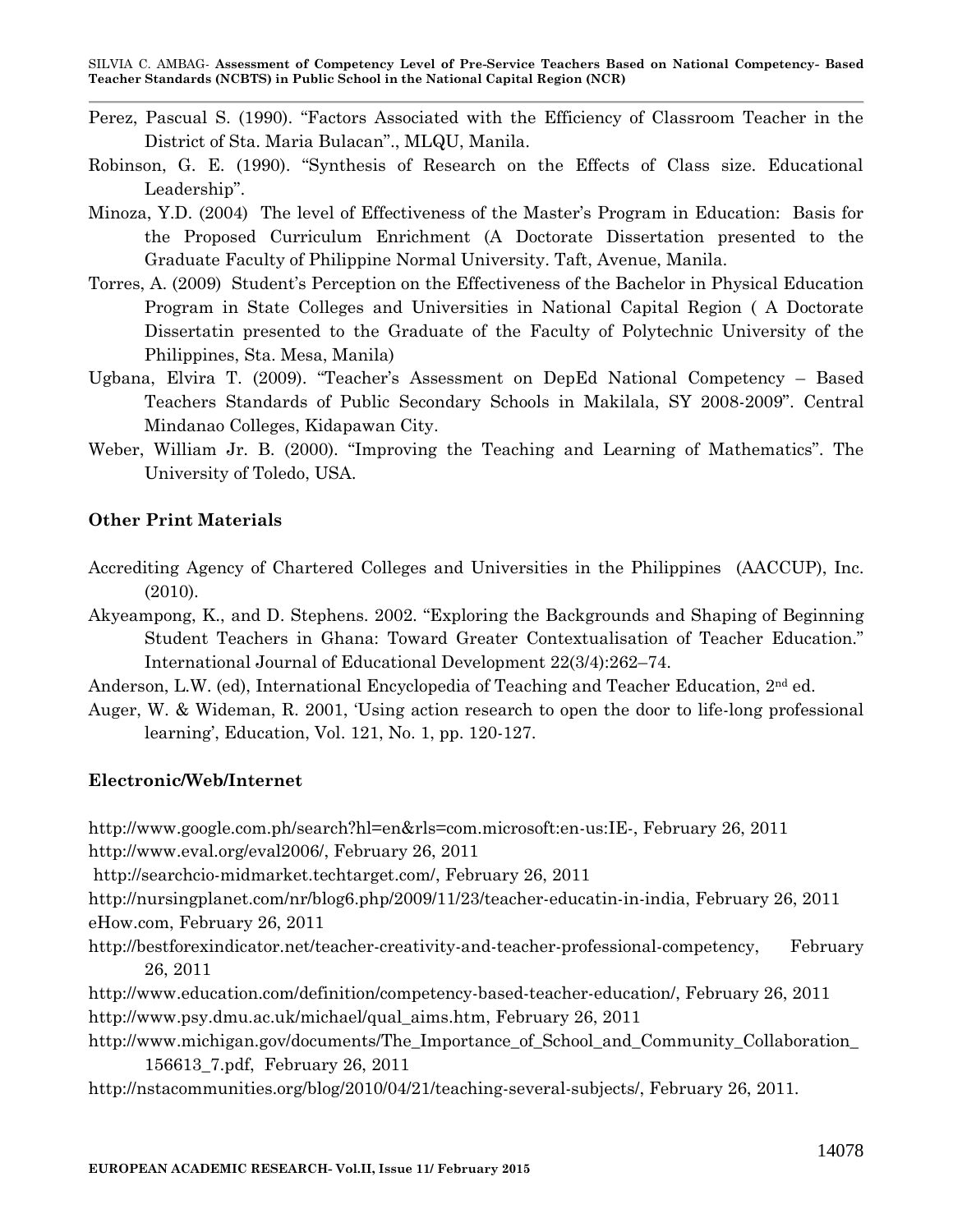Perez, Pascual S. (1990). "Factors Associated with the Efficiency of Classroom Teacher in the District of Sta. Maria Bulacan"., MLQU, Manila.

Robinson, G. E. (1990). "Synthesis of Research on the Effects of Class size. Educational Leadership".

Minoza, Y.D. (2004) The level of Effectiveness of the Master's Program in Education: Basis for the Proposed Curriculum Enrichment (A Doctorate Dissertation presented to the Graduate Faculty of Philippine Normal University. Taft, Avenue, Manila.

Torres, A. (2009) Student's Perception on the Effectiveness of the Bachelor in Physical Education Program in State Colleges and Universities in National Capital Region ( A Doctorate Dissertatin presented to the Graduate of the Faculty of Polytechnic University of the Philippines, Sta. Mesa, Manila)

Ugbana, Elvira T. (2009). "Teacher's Assessment on DepEd National Competency – Based Teachers Standards of Public Secondary Schools in Makilala, SY 2008-2009". Central Mindanao Colleges, Kidapawan City.

Weber, William Jr. B. (2000). "Improving the Teaching and Learning of Mathematics". The University of Toledo, USA.

### Other Print Materials

Accrediting Agency of Chartered Colleges and Universities in the Philippines (AACCUP), Inc. (2010).

Akyeampong, K., and D. Stephens. 2002. "Exploring the Backgrounds and Shaping of Beginning Student Teachers in Ghana: Toward Greater Contextualisation of Teacher Education." International Journal of Educational Development 22(3/4):262–74.

Anderson, L.W. (ed), International Encyclopedia of Teaching and Teacher Education, 2nd ed.

Auger, W. & Wideman, R. 2001, 'Using action research to open the door to life-long professional learning', Education, Vol. 121, No. 1, pp. 120-127.

### Electronic/Web/Internet

http://www.google.com.ph/search?hl=en&rls=com.microsoft:en-us:IE-, February 26, 2011

http://www.eval.org/eval2006/, February 26, 2011

http://searchcio-midmarket.techtarget.com/, February 26, 2011

http://nursingplanet.com/nr/blog6.php/2009/11/23/teacher-educatin-in-india, February 26, 2011

eHow.com, February 26, 2011

http://bestforexindicator.net/teacher-creativity-and-teacher-professional-competency, February 26, 2011

http://www.education.com/definition/competency-based-teacher-education/, February 26, 2011

http://www.psy.dmu.ac.uk/michael/qual_aims.htm, February 26, 2011

http://www.michigan.gov/documents/The_Importance_of_School_and_Community_Collaboration_156613_7.pdf, February 26, 2011

http://nstacommunities.org/blog/2010/04/21/teaching-several-subjects/, February 26, 2011.